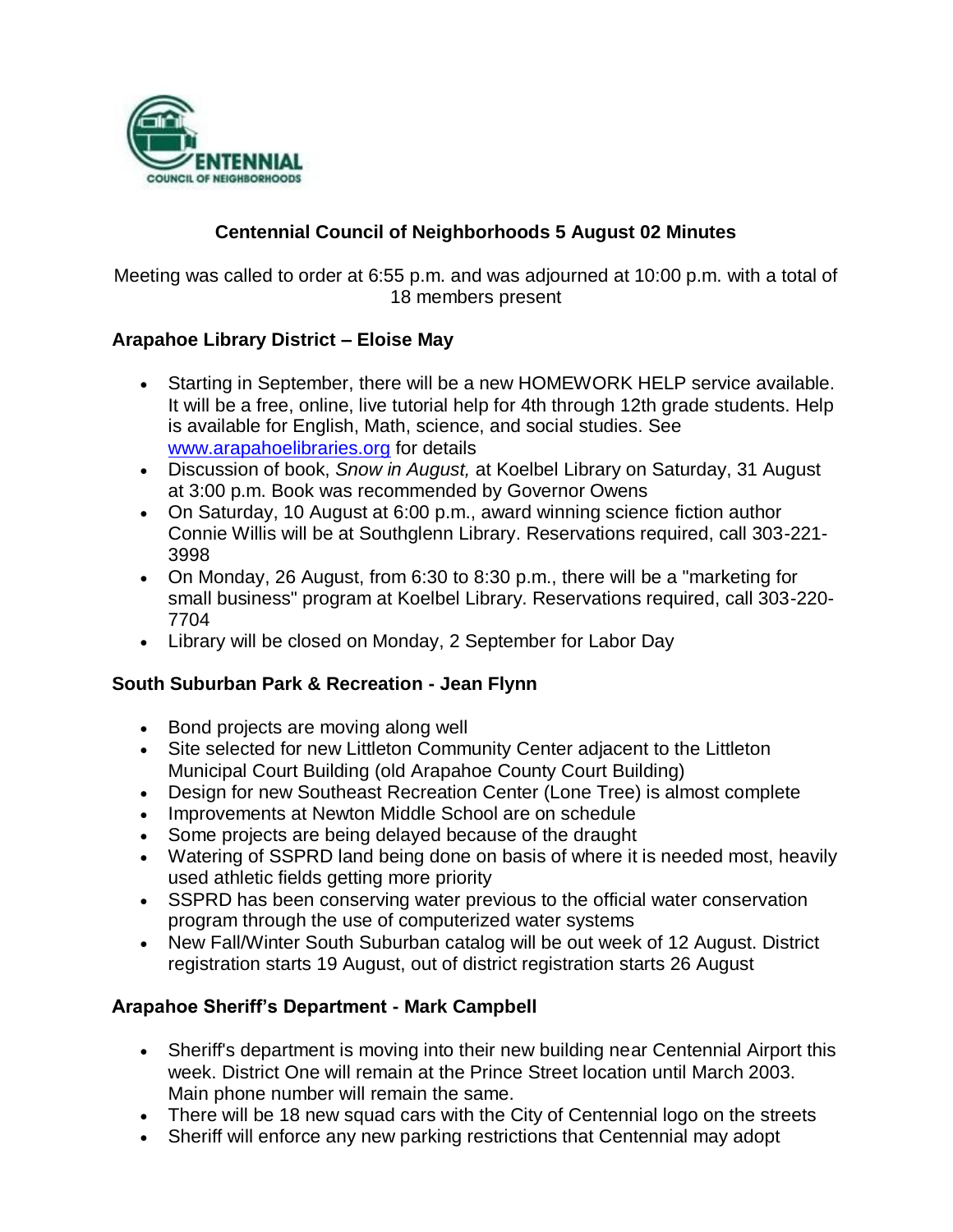# Centennial Council of Neighborhoods 5 August 02 Minutes

Meeting was called to order at 6:55 p.m. and was adjourned at 10:00 p.m. with a total of 18 members present

## Arapahoe Library District – Eloise May

- Starting in September, there will be a new HOMEWORK HELP service available. It will be a free, online, live tutorial help for 4th through 12th grade students. Help is available for English, Math, science, and social studies. See www.arapahoelibraries.org for details
- Discussion of book, *Snow in August,* at Koelbel Library on Saturday, 31 August at 3:00 p.m. Book was recommended by Governor Owens
- On Saturday, 10 August at 6:00 p.m., award winning science fiction author Connie Willis will be at Southglenn Library. Reservations required, call 303-221-3998
- On Monday, 26 August, from 6:30 to 8:30 p.m., there will be a "marketing for small business" program at Koelbel Library. Reservations required, call 303-220-7704
- Library will be closed on Monday, 2 September for Labor Day

## South Suburban Park & Recreation - Jean Flynn

- Bond projects are moving along well
- Site selected for new Littleton Community Center adjacent to the Littleton Municipal Court Building (old Arapahoe County Court Building)
- Design for new Southeast Recreation Center (Lone Tree) is almost complete
- Improvements at Newton Middle School are on schedule
- Some projects are being delayed because of the draught
- Watering of SSPRD land being done on basis of where it is needed most, heavily used athletic fields getting more priority
- SSPRD has been conserving water previous to the official water conservation program through the use of computerized water systems
- New Fall/Winter South Suburban catalog will be out week of 12 August. District registration starts 19 August, out of district registration starts 26 August

## Arapahoe Sheriff's Department - Mark Campbell

- Sheriff's department is moving into their new building near Centennial Airport this week. District One will remain at the Prince Street location until March 2003. Main phone number will remain the same.
- There will be 18 new squad cars with the City of Centennial logo on the streets
- Sheriff will enforce any new parking restrictions that Centennial may adopt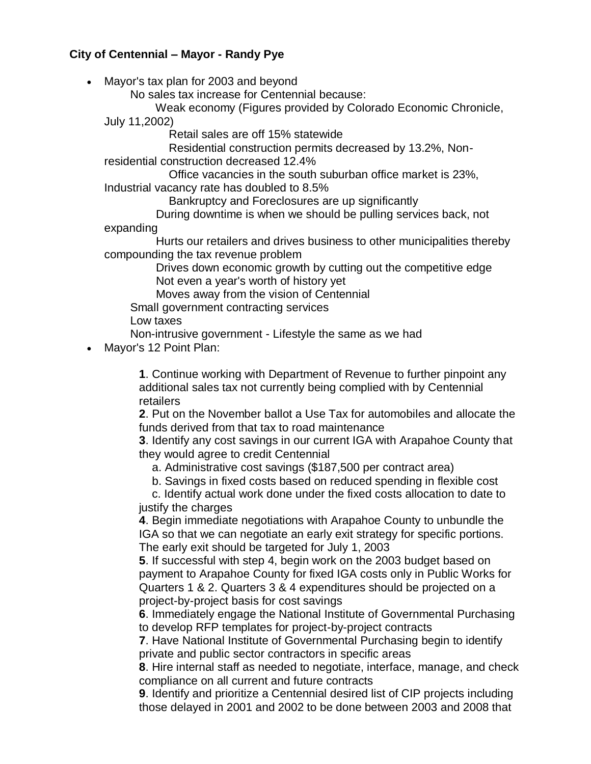**City of Centennial – Mayor - Randy Pye**

- Mayor's tax plan for 2003 and beyond
  - No sales tax increase for Centennial because:
    - Weak economy (Figures provided by Colorado Economic Chronicle, July 11,2002)
      - Retail sales are off 15% statewide
      - Residential construction permits decreased by 13.2%, Non-residential construction decreased 12.4%
      - Office vacancies in the south suburban office market is 23%, Industrial vacancy rate has doubled to 8.5%
      - Bankruptcy and Foreclosures are up significantly
    - During downtime is when we should be pulling services back, not expanding
    - Hurts our retailers and drives business to other municipalities thereby compounding the tax revenue problem
    - Drives down economic growth by cutting out the competitive edge
    - Not even a year's worth of history yet
    - Moves away from the vision of Centennial
  - Small government contracting services
  - Low taxes
  - Non-intrusive government - Lifestyle the same as we had
- Mayor's 12 Point Plan:

  **1**. Continue working with Department of Revenue to further pinpoint any additional sales tax not currently being complied with by Centennial retailers
  **2**. Put on the November ballot a Use Tax for automobiles and allocate the funds derived from that tax to road maintenance
  **3**. Identify any cost savings in our current IGA with Arapahoe County that they would agree to credit Centennial
  a. Administrative cost savings ($187,500 per contract area)
  b. Savings in fixed costs based on reduced spending in flexible cost
  c. Identify actual work done under the fixed costs allocation to date to justify the charges
  **4**. Begin immediate negotiations with Arapahoe County to unbundle the IGA so that we can negotiate an early exit strategy for specific portions. The early exit should be targeted for July 1, 2003
  **5**. If successful with step 4, begin work on the 2003 budget based on payment to Arapahoe County for fixed IGA costs only in Public Works for Quarters 1 & 2. Quarters 3 & 4 expenditures should be projected on a project-by-project basis for cost savings
  **6**. Immediately engage the National Institute of Governmental Purchasing to develop RFP templates for project-by-project contracts
  **7**. Have National Institute of Governmental Purchasing begin to identify private and public sector contractors in specific areas
  **8**. Hire internal staff as needed to negotiate, interface, manage, and check compliance on all current and future contracts
  **9**. Identify and prioritize a Centennial desired list of CIP projects including those delayed in 2001 and 2002 to be done between 2003 and 2008 that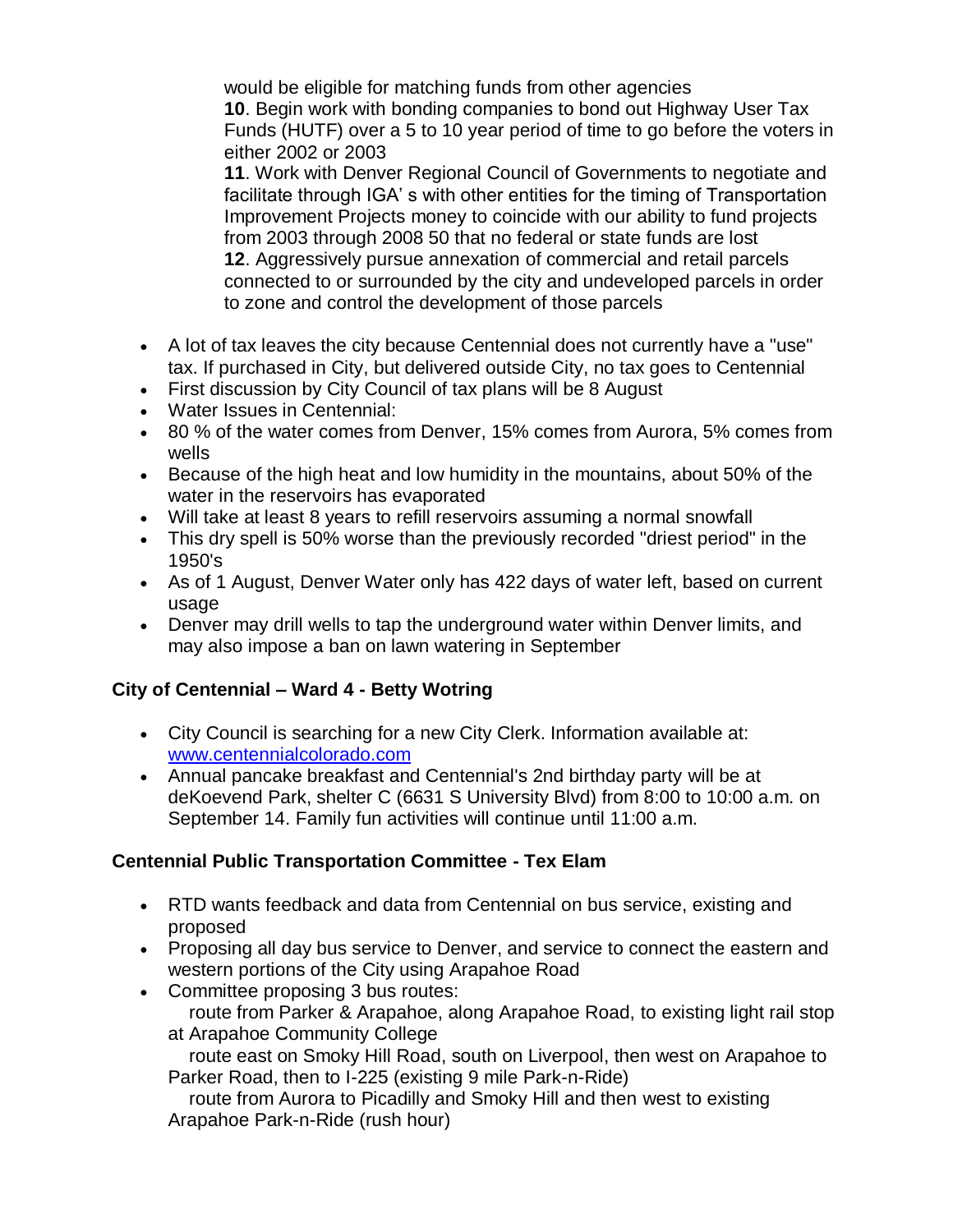would be eligible for matching funds from other agencies

**10**. Begin work with bonding companies to bond out Highway User Tax Funds (HUTF) over a 5 to 10 year period of time to go before the voters in either 2002 or 2003

**11**. Work with Denver Regional Council of Governments to negotiate and facilitate through IGA' s with other entities for the timing of Transportation Improvement Projects money to coincide with our ability to fund projects from 2003 through 2008 50 that no federal or state funds are lost

**12**. Aggressively pursue annexation of commercial and retail parcels connected to or surrounded by the city and undeveloped parcels in order to zone and control the development of those parcels

- A lot of tax leaves the city because Centennial does not currently have a "use" tax. If purchased in City, but delivered outside City, no tax goes to Centennial
- First discussion by City Council of tax plans will be 8 August
- Water Issues in Centennial:
- 80 % of the water comes from Denver, 15% comes from Aurora, 5% comes from wells
- Because of the high heat and low humidity in the mountains, about 50% of the water in the reservoirs has evaporated
- Will take at least 8 years to refill reservoirs assuming a normal snowfall
- This dry spell is 50% worse than the previously recorded "driest period" in the 1950's
- As of 1 August, Denver Water only has 422 days of water left, based on current usage
- Denver may drill wells to tap the underground water within Denver limits, and may also impose a ban on lawn watering in September

### City of Centennial – Ward 4 - Betty Wotring

- City Council is searching for a new City Clerk. Information available at: [www.centennialcolorado.com](www.centennialcolorado.com)
- Annual pancake breakfast and Centennial's 2nd birthday party will be at deKoevend Park, shelter C (6631 S University Blvd) from 8:00 to 10:00 a.m. on September 14. Family fun activities will continue until 11:00 a.m.

### Centennial Public Transportation Committee - Tex Elam

- RTD wants feedback and data from Centennial on bus service, existing and proposed
- Proposing all day bus service to Denver, and service to connect the eastern and western portions of the City using Arapahoe Road
- Committee proposing 3 bus routes:
  route from Parker & Arapahoe, along Arapahoe Road, to existing light rail stop at Arapahoe Community College
  route east on Smoky Hill Road, south on Liverpool, then west on Arapahoe to Parker Road, then to I-225 (existing 9 mile Park-n-Ride)
  route from Aurora to Picadilly and Smoky Hill and then west to existing Arapahoe Park-n-Ride (rush hour)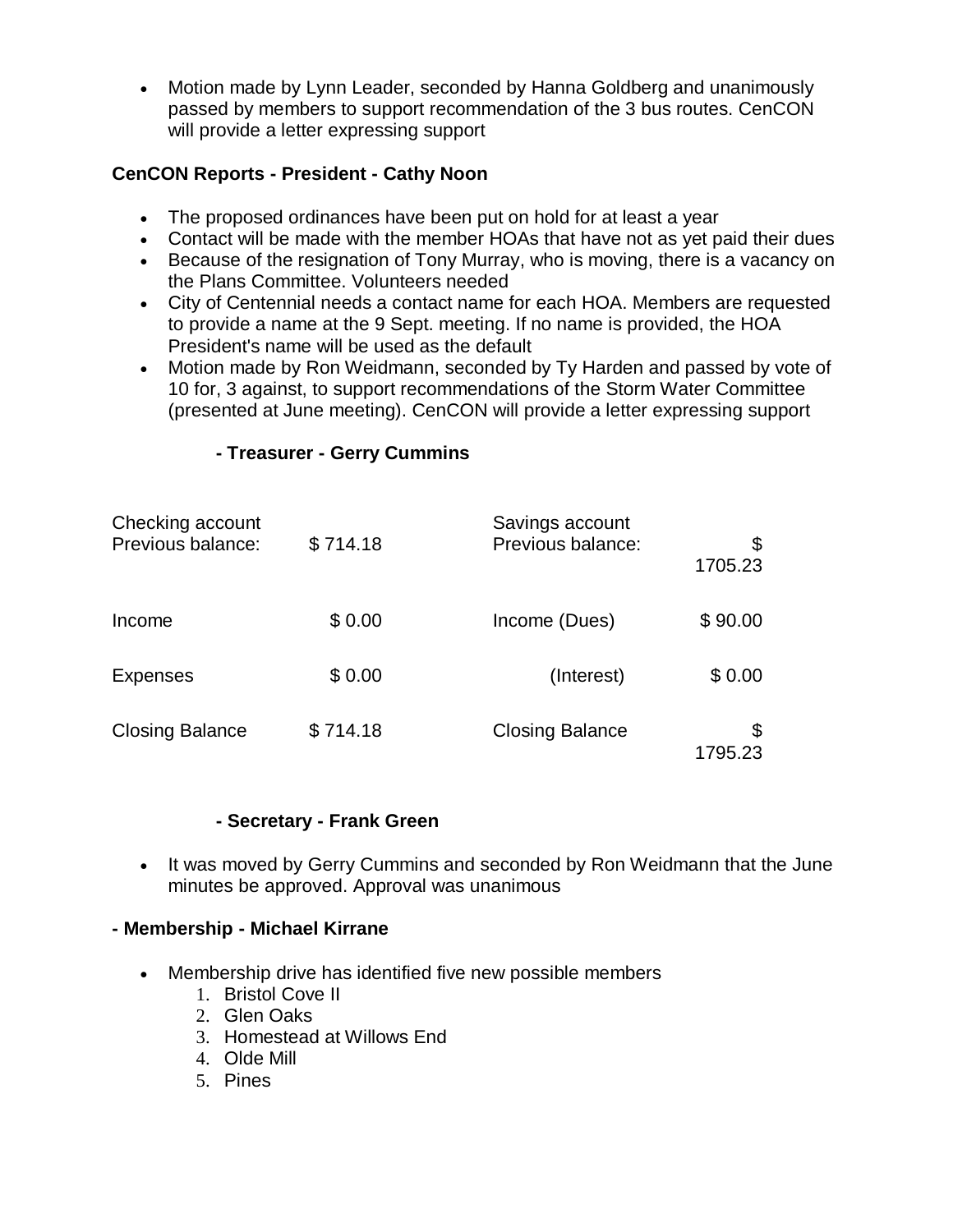- Motion made by Lynn Leader, seconded by Hanna Goldberg and unanimously passed by members to support recommendation of the 3 bus routes. CenCON will provide a letter expressing support

**CenCON Reports - President - Cathy Noon**

- The proposed ordinances have been put on hold for at least a year
- Contact will be made with the member HOAs that have not as yet paid their dues
- Because of the resignation of Tony Murray, who is moving, there is a vacancy on the Plans Committee. Volunteers needed
- City of Centennial needs a contact name for each HOA. Members are requested to provide a name at the 9 Sept. meeting. If no name is provided, the HOA President's name will be used as the default
- Motion made by Ron Weidmann, seconded by Ty Harden and passed by vote of 10 for, 3 against, to support recommendations of the Storm Water Committee (presented at June meeting). CenCON will provide a letter expressing support

**- Treasurer - Gerry Cummins**

| Checking account Previous balance: | $ 714.18 | Savings account Previous balance: | $ 1705.23 |
|---|---|---|---|
| Income | $ 0.00 | Income (Dues) | $ 90.00 |
| Expenses | $ 0.00 | (Interest) | $ 0.00 |
| Closing Balance | $ 714.18 | Closing Balance | $ 1795.23 |

**- Secretary - Frank Green**

- It was moved by Gerry Cummins and seconded by Ron Weidmann that the June minutes be approved. Approval was unanimous

**- Membership - Michael Kirrane**

- Membership drive has identified five new possible members
  1. Bristol Cove II
  2. Glen Oaks
  3. Homestead at Willows End
  4. Olde Mill
  5. Pines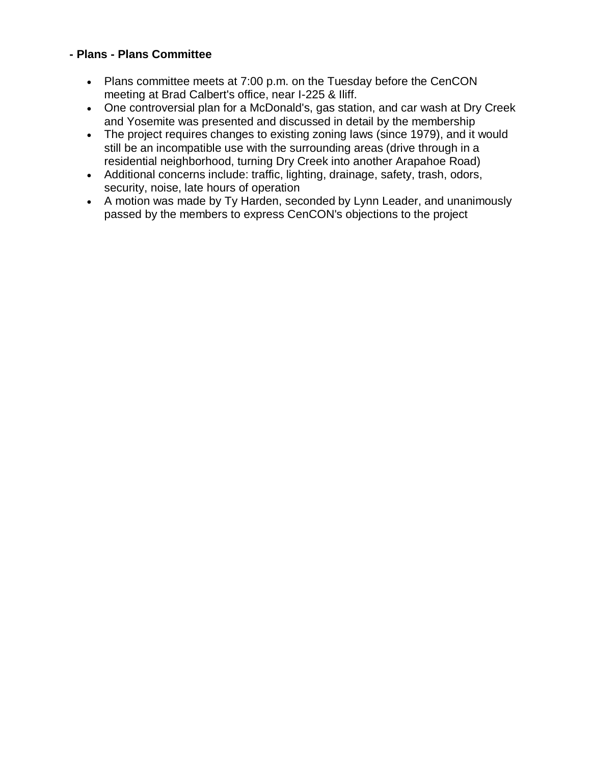**- Plans - Plans Committee**

- Plans committee meets at 7:00 p.m. on the Tuesday before the CenCON meeting at Brad Calbert's office, near I-225 & Iliff.
- One controversial plan for a McDonald's, gas station, and car wash at Dry Creek and Yosemite was presented and discussed in detail by the membership
- The project requires changes to existing zoning laws (since 1979), and it would still be an incompatible use with the surrounding areas (drive through in a residential neighborhood, turning Dry Creek into another Arapahoe Road)
- Additional concerns include: traffic, lighting, drainage, safety, trash, odors, security, noise, late hours of operation
- A motion was made by Ty Harden, seconded by Lynn Leader, and unanimously passed by the members to express CenCON's objections to the project